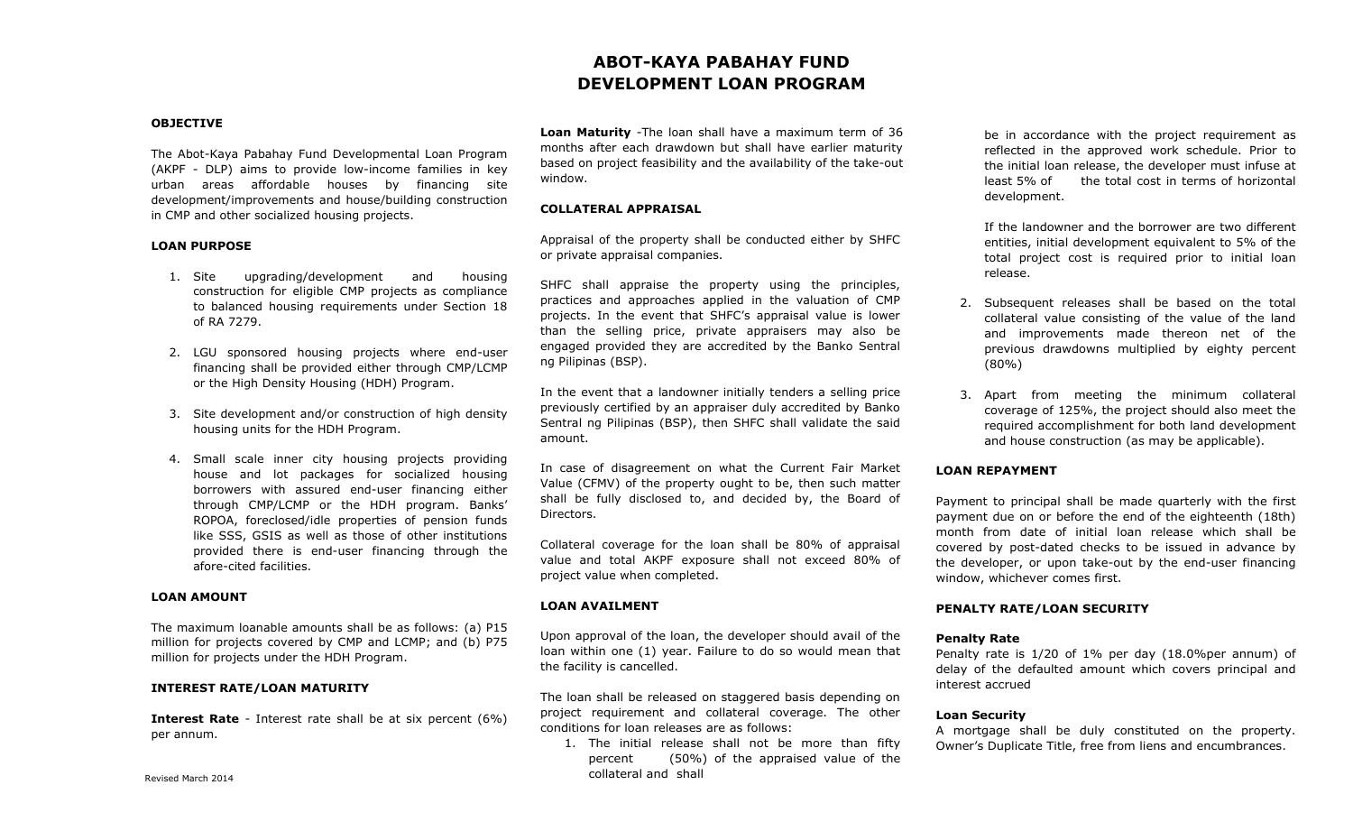# ABOT-KAYA PABAHAY FUND
# DEVELOPMENT LOAN PROGRAM

### OBJECTIVE

The Abot-Kaya Pabahay Fund Developmental Loan Program (AKPF - DLP) aims to provide low-income families in key urban areas affordable houses by financing site development/improvements and house/building construction in CMP and other socialized housing projects.

### LOAN PURPOSE

1. Site upgrading/development and housing construction for eligible CMP projects as compliance to balanced housing requirements under Section 18 of RA 7279.

2. LGU sponsored housing projects where end-user financing shall be provided either through CMP/LCMP or the High Density Housing (HDH) Program.

3. Site development and/or construction of high density housing units for the HDH Program.

4. Small scale inner city housing projects providing house and lot packages for socialized housing borrowers with assured end-user financing either through CMP/LCMP or the HDH program. Banks' ROPOA, foreclosed/idle properties of pension funds like SSS, GSIS as well as those of other institutions provided there is end-user financing through the afore-cited facilities.

### LOAN AMOUNT

The maximum loanable amounts shall be as follows: (a) P15 million for projects covered by CMP and LCMP; and (b) P75 million for projects under the HDH Program.

### INTEREST RATE/LOAN MATURITY

**Interest Rate** - Interest rate shall be at six percent (6%) per annum.

**Loan Maturity** -The loan shall have a maximum term of 36 months after each drawdown but shall have earlier maturity based on project feasibility and the availability of the take-out window.

### COLLATERAL APPRAISAL

Appraisal of the property shall be conducted either by SHFC or private appraisal companies.

SHFC shall appraise the property using the principles, practices and approaches applied in the valuation of CMP projects. In the event that SHFC's appraisal value is lower than the selling price, private appraisers may also be engaged provided they are accredited by the Banko Sentral ng Pilipinas (BSP).

In the event that a landowner initially tenders a selling price previously certified by an appraiser duly accredited by Banko Sentral ng Pilipinas (BSP), then SHFC shall validate the said amount.

In case of disagreement on what the Current Fair Market Value (CFMV) of the property ought to be, then such matter shall be fully disclosed to, and decided by, the Board of Directors.

Collateral coverage for the loan shall be 80% of appraisal value and total AKPF exposure shall not exceed 80% of project value when completed.

### LOAN AVAILMENT

Upon approval of the loan, the developer should avail of the loan within one (1) year. Failure to do so would mean that the facility is cancelled.

The loan shall be released on staggered basis depending on project requirement and collateral coverage. The other conditions for loan releases are as follows:

1. The initial release shall not be more than fifty percent (50%) of the appraised value of the collateral and shall be in accordance with the project requirement as reflected in the approved work schedule. Prior to the initial loan release, the developer must infuse at least 5% of the total cost in terms of horizontal development.

   If the landowner and the borrower are two different entities, initial development equivalent to 5% of the total project cost is required prior to initial loan release.

2. Subsequent releases shall be based on the total collateral value consisting of the value of the land and improvements made thereon net of the previous drawdowns multiplied by eighty percent (80%)

3. Apart from meeting the minimum collateral coverage of 125%, the project should also meet the required accomplishment for both land development and house construction (as may be applicable).

### LOAN REPAYMENT

Payment to principal shall be made quarterly with the first payment due on or before the end of the eighteenth (18th) month from date of initial loan release which shall be covered by post-dated checks to be issued in advance by the developer, or upon take-out by the end-user financing window, whichever comes first.

### PENALTY RATE/LOAN SECURITY

**Penalty Rate**

Penalty rate is 1/20 of 1% per day (18.0%per annum) of delay of the defaulted amount which covers principal and interest accrued

**Loan Security**

A mortgage shall be duly constituted on the property. Owner's Duplicate Title, free from liens and encumbrances.

Revised March 2014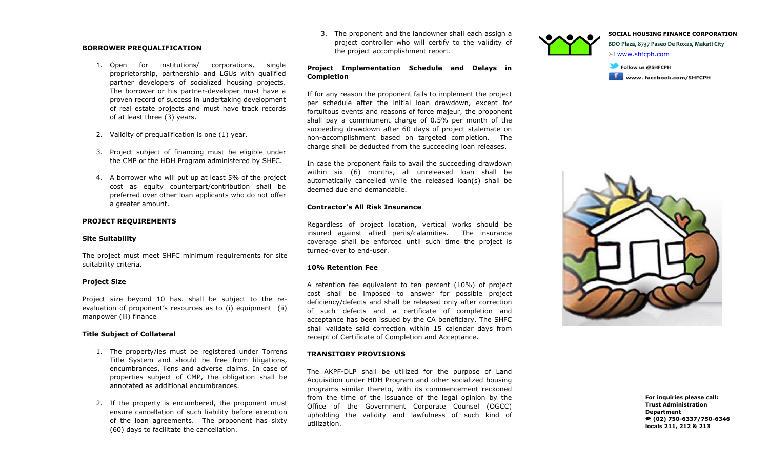## BORROWER PREQUALIFICATION

1. Open for institutions/ corporations, single proprietorship, partnership and LGUs with qualified partner developers of socialized housing projects. The borrower or his partner-developer must have a proven record of success in undertaking development of real estate projects and must have track records of at least three (3) years.

2. Validity of prequalification is one (1) year.

3. Project subject of financing must be eligible under the CMP or the HDH Program administered by SHFC.

4. A borrower who will put up at least 5% of the project cost as equity counterpart/contribution shall be preferred over other loan applicants who do not offer a greater amount.

## PROJECT REQUIREMENTS

### Site Suitability

The project must meet SHFC minimum requirements for site suitability criteria.

### Project Size

Project size beyond 10 has. shall be subject to the re-evaluation of proponent's resources as to (i) equipment (ii) manpower (iii) finance

### Title Subject of Collateral

1. The property/ies must be registered under Torrens Title System and should be free from litigations, encumbrances, liens and adverse claims. In case of properties subject of CMP, the obligation shall be annotated as additional encumbrances.

2. If the property is encumbered, the proponent must ensure cancellation of such liability before execution of the loan agreements. The proponent has sixty (60) days to facilitate the cancellation.

3. The proponent and the landowner shall each assign a project controller who will certify to the validity of the project accomplishment report.

### Project Implementation Schedule and Delays in Completion

If for any reason the proponent fails to implement the project per schedule after the initial loan drawdown, except for fortuitous events and reasons of force majeur, the proponent shall pay a commitment charge of 0.5% per month of the succeeding drawdown after 60 days of project stalemate on non-accomplishment based on targeted completion. The charge shall be deducted from the succeeding loan releases.

In case the proponent fails to avail the succeeding drawdown within six (6) months, all unreleased loan shall be automatically cancelled while the released loan(s) shall be deemed due and demandable.

### Contractor's All Risk Insurance

Regardless of project location, vertical works should be insured against allied perils/calamities. The insurance coverage shall be enforced until such time the project is turned-over to end-user.

### 10% Retention Fee

A retention fee equivalent to ten percent (10%) of project cost shall be imposed to answer for possible project deficiency/defects and shall be released only after correction of such defects and a certificate of completion and acceptance has been issued by the CA beneficiary. The SHFC shall validate said correction within 15 calendar days from receipt of Certificate of Completion and Acceptance.

## TRANSITORY PROVISIONS

The AKPF-DLP shall be utilized for the purpose of Land Acquisition under HDH Program and other socialized housing programs similar thereto, with its commencement reckoned from the time of the issuance of the legal opinion by the Office of the Government Corporate Counsel (OGCC) upholding the validity and lawfulness of such kind of utilization.

**SOCIAL HOUSING FINANCE CORPORATION**

BDO Plaza, 8737 Paseo De Roxas, Makati City

www.shfcph.com

Follow us @SHFCPH

www. facebook.com/SHFCPH

**For inquiries please call:**
**Trust Administration Department**
**(02) 750-6337/750-6346 locals 211, 212 & 213**